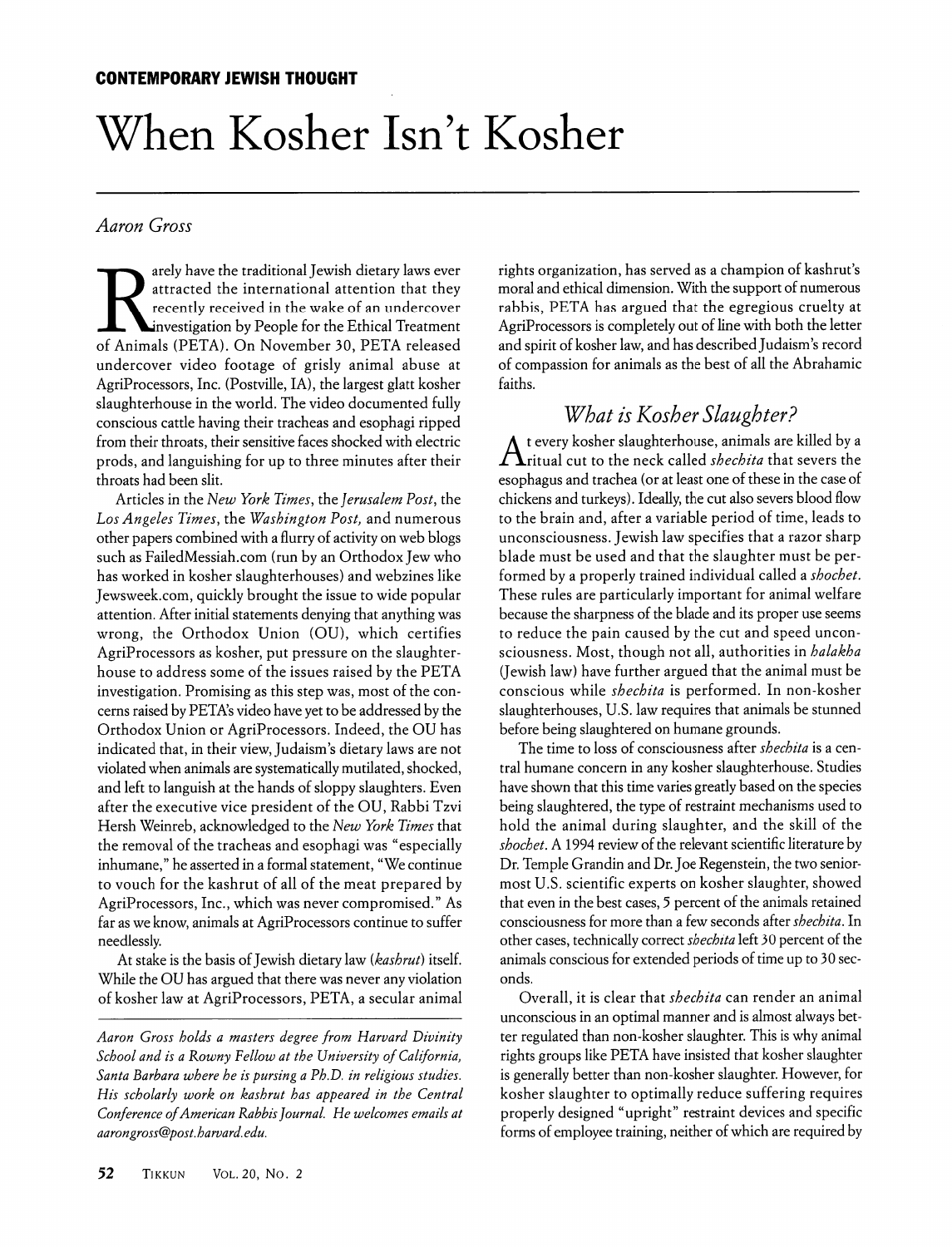**CONTEMPORARY JEWISH THOUGHT**

# When Kosher Isn't Kosher

*Aaron Gross*

Rarely have the traditional Jewish dietary laws ever attracted the international attention that they recently received in the wake of an undercover investigation by People for the Ethical Treatment of Animals (PETA). On November 30, PETA released undercover video footage of grisly animal abuse at AgriProcessors, Inc. (Postville, IA), the largest glatt kosher slaughterhouse in the world. The video documented fully conscious cattle having their tracheas and esophagi ripped from their throats, their sensitive faces shocked with electric prods, and languishing for up to three minutes after their throats had been slit.

Articles in the *New York Times*, the *Jerusalem Post*, the *Los Angeles Times*, the *Washington Post*, and numerous other papers combined with a flurry of activity on web blogs such as FailedMessiah.com (run by an Orthodox Jew who has worked in kosher slaughterhouses) and webzines like Jewsweek.com, quickly brought the issue to wide popular attention. After initial statements denying that anything was wrong, the Orthodox Union (OU), which certifies AgriProcessors as kosher, put pressure on the slaughterhouse to address some of the issues raised by the PETA investigation. Promising as this step was, most of the concerns raised by PETA's video have yet to be addressed by the Orthodox Union or AgriProcessors. Indeed, the OU has indicated that, in their view, Judaism's dietary laws are not violated when animals are systematically mutilated, shocked, and left to languish at the hands of sloppy slaughters. Even after the executive vice president of the OU, Rabbi Tzvi Hersh Weinreb, acknowledged to the *New York Times* that the removal of the tracheas and esophagi was "especially inhumane," he asserted in a formal statement, "We continue to vouch for the kashrut of all of the meat prepared by AgriProcessors, Inc., which was never compromised." As far as we know, animals at AgriProcessors continue to suffer needlessly.

At stake is the basis of Jewish dietary law (*kashrut*) itself. While the OU has argued that there was never any violation of kosher law at AgriProcessors, PETA, a secular animal rights organization, has served as a champion of kashrut's moral and ethical dimension. With the support of numerous rabbis, PETA has argued that the egregious cruelty at AgriProcessors is completely out of line with both the letter and spirit of kosher law, and has described Judaism's record of compassion for animals as the best of all the Abrahamic faiths.

*Aaron Gross holds a masters degree from Harvard Divinity School and is a Rowny Fellow at the University of California, Santa Barbara where he is pursing a Ph.D. in religious studies. His scholarly work on kashrut has appeared in the Central Conference of American Rabbis Journal. He welcomes emails at aarongross@post.harvard.edu.*

## *What is Kosher Slaughter?*

At every kosher slaughterhouse, animals are killed by a ritual cut to the neck called *shechita* that severs the esophagus and trachea (or at least one of these in the case of chickens and turkeys). Ideally, the cut also severs blood flow to the brain and, after a variable period of time, leads to unconsciousness. Jewish law specifies that a razor sharp blade must be used and that the slaughter must be performed by a properly trained individual called a *shochet*. These rules are particularly important for animal welfare because the sharpness of the blade and its proper use seems to reduce the pain caused by the cut and speed unconsciousness. Most, though not all, authorities in *halakha* (Jewish law) have further argued that the animal must be conscious while *shechita* is performed. In non-kosher slaughterhouses, U.S. law requires that animals be stunned before being slaughtered on humane grounds.

The time to loss of consciousness after *shechita* is a central humane concern in any kosher slaughterhouse. Studies have shown that this time varies greatly based on the species being slaughtered, the type of restraint mechanisms used to hold the animal during slaughter, and the skill of the *shochet*. A 1994 review of the relevant scientific literature by Dr. Temple Grandin and Dr. Joe Regenstein, the two seniormost U.S. scientific experts on kosher slaughter, showed that even in the best cases, 5 percent of the animals retained consciousness for more than a few seconds after *shechita*. In other cases, technically correct *shechita* left 30 percent of the animals conscious for extended periods of time up to 30 seconds.

Overall, it is clear that *shechita* can render an animal unconscious in an optimal manner and is almost always better regulated than non-kosher slaughter. This is why animal rights groups like PETA have insisted that kosher slaughter is generally better than non-kosher slaughter. However, for kosher slaughter to optimally reduce suffering requires properly designed "upright" restraint devices and specific forms of employee training, neither of which are required by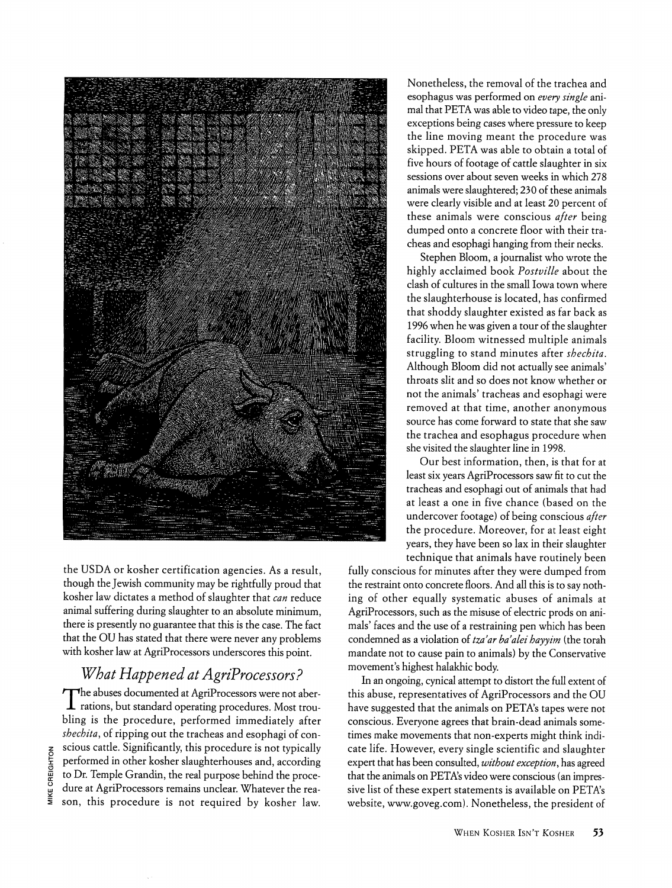the USDA or kosher certification agencies. As a result, though the Jewish community may be rightfully proud that kosher law dictates a method of slaughter that *can* reduce animal suffering during slaughter to an absolute minimum, there is presently no guarantee that this is the case. The fact that the OU has stated that there were never any problems with kosher law at AgriProcessors underscores this point.

## *What Happened at AgriProcessors?*

The abuses documented at AgriProcessors were not aberrations, but standard operating procedures. Most troubling is the procedure, performed immediately after *shechita*, of ripping out the tracheas and esophagi of conscious cattle. Significantly, this procedure is not typically performed in other kosher slaughterhouses and, according to Dr. Temple Grandin, the real purpose behind the procedure at AgriProcessors remains unclear. Whatever the reason, this procedure is not required by kosher law. Nonetheless, the removal of the trachea and esophagus was performed on *every single* animal that PETA was able to video tape, the only exceptions being cases where pressure to keep the line moving meant the procedure was skipped. PETA was able to obtain a total of five hours of footage of cattle slaughter in six sessions over about seven weeks in which 278 animals were slaughtered; 230 of these animals were clearly visible and at least 20 percent of these animals were conscious *after* being dumped onto a concrete floor with their tracheas and esophagi hanging from their necks.

Stephen Bloom, a journalist who wrote the highly acclaimed book *Postville* about the clash of cultures in the small Iowa town where the slaughterhouse is located, has confirmed that shoddy slaughter existed as far back as 1996 when he was given a tour of the slaughter facility. Bloom witnessed multiple animals struggling to stand minutes after *shechita*. Although Bloom did not actually see animals' throats slit and so does not know whether or not the animals' tracheas and esophagi were removed at that time, another anonymous source has come forward to state that she saw the trachea and esophagus procedure when she visited the slaughter line in 1998.

Our best information, then, is that for at least six years AgriProcessors saw fit to cut the tracheas and esophagi out of animals that had at least a one in five chance (based on the undercover footage) of being conscious *after* the procedure. Moreover, for at least eight years, they have been so lax in their slaughter technique that animals have routinely been fully conscious for minutes after they were dumped from the restraint onto concrete floors. And all this is to say nothing of other equally systematic abuses of animals at AgriProcessors, such as the misuse of electric prods on animals' faces and the use of a restraining pen which has been condemned as a violation of *tza'ar ba'alei hayyim* (the torah mandate not to cause pain to animals) by the Conservative movement's highest halakhic body.

In an ongoing, cynical attempt to distort the full extent of this abuse, representatives of AgriProcessors and the OU have suggested that the animals on PETA's tapes were not conscious. Everyone agrees that brain-dead animals sometimes make movements that non-experts might think indicate life. However, every single scientific and slaughter expert that has been consulted, *without exception*, has agreed that the animals on PETA's video were conscious (an impressive list of these expert statements is available on PETA's website, www.goveg.com). Nonetheless, the president of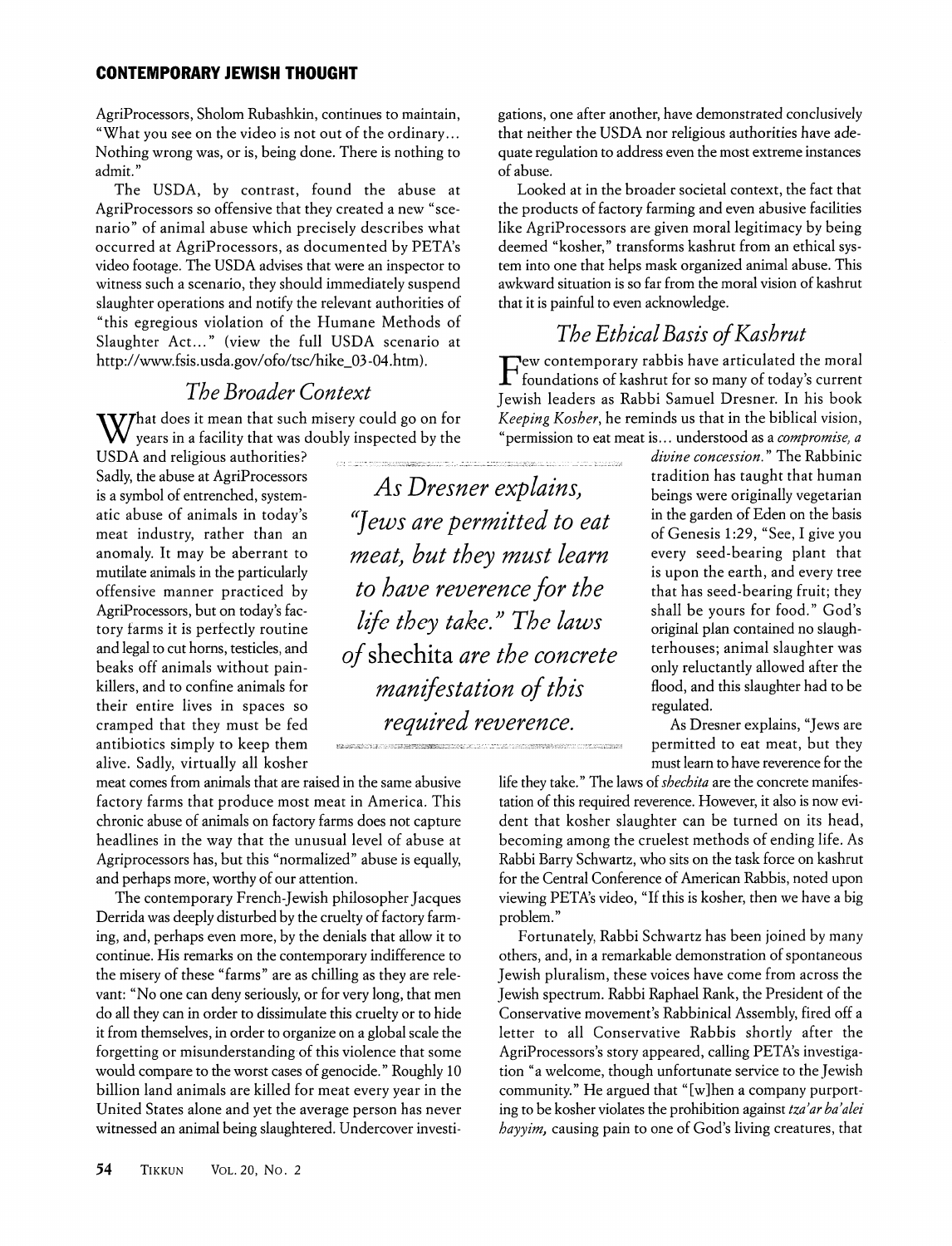AgriProcessors, Sholom Rubashkin, continues to maintain, "What you see on the video is not out of the ordinary... Nothing wrong was, or is, being done. There is nothing to admit."

The USDA, by contrast, found the abuse at AgriProcessors so offensive that they created a new "scenario" of animal abuse which precisely describes what occurred at AgriProcessors, as documented by PETA's video footage. The USDA advises that were an inspector to witness such a scenario, they should immediately suspend slaughter operations and notify the relevant authorities of "this egregious violation of the Humane Methods of Slaughter Act..." (view the full USDA scenario at http://www.fsis.usda.gov/ofo/tsc/hike_03-04.htm).

## *The Broader Context*

What does it mean that such misery could go on for years in a facility that was doubly inspected by the USDA and religious authorities? Sadly, the abuse at AgriProcessors is a symbol of entrenched, systematic abuse of animals in today's meat industry, rather than an anomaly. It may be aberrant to mutilate animals in the particularly offensive manner practiced by AgriProcessors, but on today's factory farms it is perfectly routine and legal to cut horns, testicles, and beaks off animals without painkillers, and to confine animals for their entire lives in spaces so cramped that they must be fed antibiotics simply to keep them alive. Sadly, virtually all kosher meat comes from animals that are raised in the same abusive factory farms that produce most meat in America. This chronic abuse of animals on factory farms does not capture headlines in the way that the unusual level of abuse at Agriprocessors has, but this "normalized" abuse is equally, and perhaps more, worthy of our attention.

The contemporary French-Jewish philosopher Jacques Derrida was deeply disturbed by the cruelty of factory farming, and, perhaps even more, by the denials that allow it to continue. His remarks on the contemporary indifference to the misery of these "farms" are as chilling as they are relevant: "No one can deny seriously, or for very long, that men do all they can in order to dissimulate this cruelty or to hide it from themselves, in order to organize on a global scale the forgetting or misunderstanding of this violence that some would compare to the worst cases of genocide." Roughly 10 billion land animals are killed for meat every year in the United States alone and yet the average person has never witnessed an animal being slaughtered. Undercover investigations, one after another, have demonstrated conclusively that neither the USDA nor religious authorities have adequate regulation to address even the most extreme instances of abuse.

Looked at in the broader societal context, the fact that the products of factory farming and even abusive facilities like AgriProcessors are given moral legitimacy by being deemed "kosher," transforms kashrut from an ethical system into one that helps mask organized animal abuse. This awkward situation is so far from the moral vision of kashrut that it is painful to even acknowledge.

## *The Ethical Basis of Kashrut*

Few contemporary rabbis have articulated the moral foundations of kashrut for so many of today's current Jewish leaders as Rabbi Samuel Dresner. In his book *Keeping Kosher*, he reminds us that in the biblical vision, "permission to eat meat is... understood as a *compromise, a divine concession.*" The Rabbinic tradition has taught that human beings were originally vegetarian in the garden of Eden on the basis of Genesis 1:29, "See, I give you every seed-bearing plant that is upon the earth, and every tree that has seed-bearing fruit; they shall be yours for food." God's original plan contained no slaughterhouses; animal slaughter was only reluctantly allowed after the flood, and this slaughter had to be regulated.

*As Dresner explains, "Jews are permitted to eat meat, but they must learn to have reverence for the life they take." The laws of* shechita *are the concrete manifestation of this required reverence.*

As Dresner explains, "Jews are permitted to eat meat, but they must learn to have reverence for the life they take." The laws of *shechita* are the concrete manifestation of this required reverence. However, it also is now evident that kosher slaughter can be turned on its head, becoming among the cruelest methods of ending life. As Rabbi Barry Schwartz, who sits on the task force on kashrut for the Central Conference of American Rabbis, noted upon viewing PETA's video, "If this is kosher, then we have a big problem."

Fortunately, Rabbi Schwartz has been joined by many others, and, in a remarkable demonstration of spontaneous Jewish pluralism, these voices have come from across the Jewish spectrum. Rabbi Raphael Rank, the President of the Conservative movement's Rabbinical Assembly, fired off a letter to all Conservative Rabbis shortly after the AgriProcessors's story appeared, calling PETA's investigation "a welcome, though unfortunate service to the Jewish community." He argued that "[w]hen a company purporting to be kosher violates the prohibition against *tza'ar ba'alei hayyim,* causing pain to one of God's living creatures, that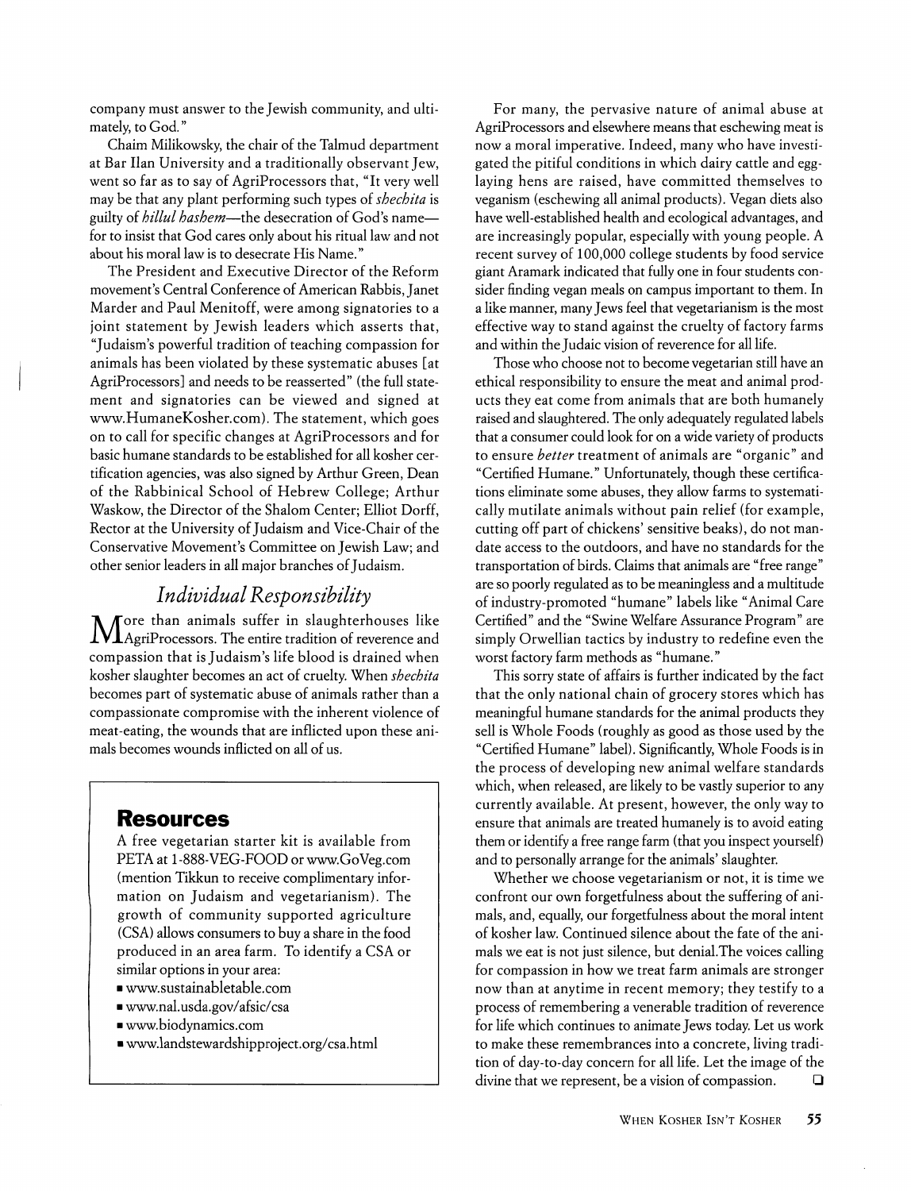company must answer to the Jewish community, and ultimately, to God."

Chaim Milikowsky, the chair of the Talmud department at Bar Ilan University and a traditionally observant Jew, went so far as to say of AgriProcessors that, "It very well may be that any plant performing such types of *shechita* is guilty of *hillul hashem*—the desecration of God's name—for to insist that God cares only about his ritual law and not about his moral law is to desecrate His Name."

The President and Executive Director of the Reform movement's Central Conference of American Rabbis, Janet Marder and Paul Menitoff, were among signatories to a joint statement by Jewish leaders which asserts that, "Judaism's powerful tradition of teaching compassion for animals has been violated by these systematic abuses [at AgriProcessors] and needs to be reasserted" (the full statement and signatories can be viewed and signed at www.HumaneKosher.com). The statement, which goes on to call for specific changes at AgriProcessors and for basic humane standards to be established for all kosher certification agencies, was also signed by Arthur Green, Dean of the Rabbinical School of Hebrew College; Arthur Waskow, the Director of the Shalom Center; Elliot Dorff, Rector at the University of Judaism and Vice-Chair of the Conservative Movement's Committee on Jewish Law; and other senior leaders in all major branches of Judaism.

## *Individual Responsibility*

More than animals suffer in slaughterhouses like AgriProcessors. The entire tradition of reverence and compassion that is Judaism's life blood is drained when kosher slaughter becomes an act of cruelty. When *shechita* becomes part of systematic abuse of animals rather than a compassionate compromise with the inherent violence of meat-eating, the wounds that are inflicted upon these animals becomes wounds inflicted on all of us.

For many, the pervasive nature of animal abuse at AgriProcessors and elsewhere means that eschewing meat is now a moral imperative. Indeed, many who have investigated the pitiful conditions in which dairy cattle and egg-laying hens are raised, have committed themselves to veganism (eschewing all animal products). Vegan diets also have well-established health and ecological advantages, and are increasingly popular, especially with young people. A recent survey of 100,000 college students by food service giant Aramark indicated that fully one in four students consider finding vegan meals on campus important to them. In a like manner, many Jews feel that vegetarianism is the most effective way to stand against the cruelty of factory farms and within the Judaic vision of reverence for all life.

Those who choose not to become vegetarian still have an ethical responsibility to ensure the meat and animal products they eat come from animals that are both humanely raised and slaughtered. The only adequately regulated labels that a consumer could look for on a wide variety of products to ensure *better* treatment of animals are "organic" and "Certified Humane." Unfortunately, though these certifications eliminate some abuses, they allow farms to systematically mutilate animals without pain relief (for example, cutting off part of chickens' sensitive beaks), do not mandate access to the outdoors, and have no standards for the transportation of birds. Claims that animals are "free range" are so poorly regulated as to be meaningless and a multitude of industry-promoted "humane" labels like "Animal Care Certified" and the "Swine Welfare Assurance Program" are simply Orwellian tactics by industry to redefine even the worst factory farm methods as "humane."

This sorry state of affairs is further indicated by the fact that the only national chain of grocery stores which has meaningful humane standards for the animal products they sell is Whole Foods (roughly as good as those used by the "Certified Humane" label). Significantly, Whole Foods is in the process of developing new animal welfare standards which, when released, are likely to be vastly superior to any currently available. At present, however, the only way to ensure that animals are treated humanely is to avoid eating them or identify a free range farm (that you inspect yourself) and to personally arrange for the animals' slaughter.

Whether we choose vegetarianism or not, it is time we confront our own forgetfulness about the suffering of animals, and, equally, our forgetfulness about the moral intent of kosher law. Continued silence about the fate of the animals we eat is not just silence, but denial.The voices calling for compassion in how we treat farm animals are stronger now than at anytime in recent memory; they testify to a process of remembering a venerable tradition of reverence for life which continues to animate Jews today. Let us work to make these remembrances into a concrete, living tradition of day-to-day concern for all life. Let the image of the divine that we represent, be a vision of compassion. ❑

## Resources

A free vegetarian starter kit is available from PETA at 1-888-VEG-FOOD or www.GoVeg.com (mention Tikkun to receive complimentary information on Judaism and vegetarianism). The growth of community supported agriculture (CSA) allows consumers to buy a share in the food produced in an area farm. To identify a CSA or similar options in your area:

- www.sustainabletable.com
- www.nal.usda.gov/afsic/csa
- www.biodynamics.com
- www.landstewardshipproject.org/csa.html